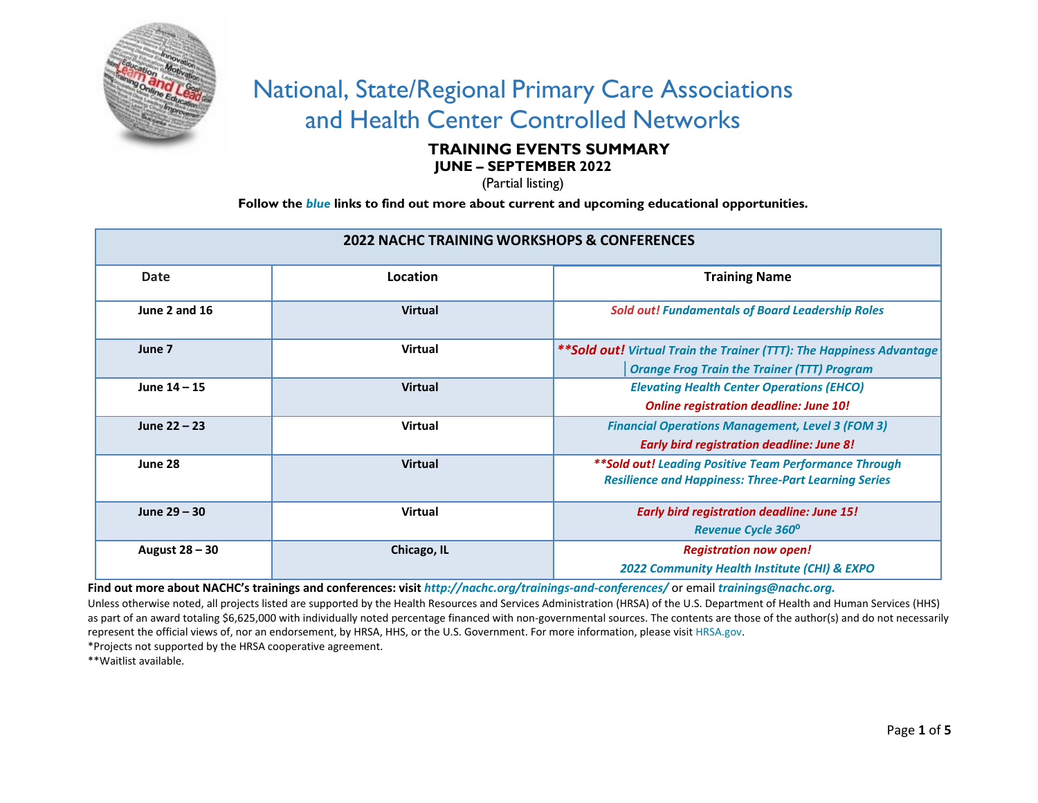# National, State/Regional Primary Care Associations and Health Center Controlled Networks

## TRAINING EVENTS SUMMARY

### JUNE – SEPTEMBER 2022

(Partial listing)

**Follow the *blue* links to find out more about current and upcoming educational opportunities.**

| 2022 NACHC TRAINING WORKSHOPS & CONFERENCES | | |
|---|---|---|
| **Date** | **Location** | **Training Name** |
| **June 2 and 16** | **Virtual** | ***Sold out! Fundamentals of Board Leadership Roles*** |
| **June 7** | **Virtual** | *****Sold out! Virtual Train the Trainer (TTT): The Happiness Advantage │Orange Frog Train the Trainer (TTT) Program*** |
| **June 14 – 15** | **Virtual** | ***Elevating Health Center Operations (EHCO)*** ***Online registration deadline: June 10!*** |
| **June 22 – 23** | **Virtual** | ***Financial Operations Management, Level 3 (FOM 3)*** ***Early bird registration deadline: June 8!*** |
| **June 28** | **Virtual** | *****Sold out! Leading Positive Team Performance Through Resilience and Happiness: Three-Part Learning Series*** |
| **June 29 – 30** | **Virtual** | ***Early bird registration deadline: June 15!*** ***Revenue Cycle 360°*** |
| **August 28 – 30** | **Chicago, IL** | ***Registration now open!*** ***2022 Community Health Institute (CHI) & EXPO*** |

**Find out more about NACHC's trainings and conferences: visit *http://nachc.org/trainings-and-conferences/*** or email ***trainings@nachc.org.***

Unless otherwise noted, all projects listed are supported by the Health Resources and Services Administration (HRSA) of the U.S. Department of Health and Human Services (HHS) as part of an award totaling $6,625,000 with individually noted percentage financed with non-governmental sources. The contents are those of the author(s) and do not necessarily represent the official views of, nor an endorsement, by HRSA, HHS, or the U.S. Government. For more information, please visit HRSA.gov.

*Projects not supported by the HRSA cooperative agreement.

**Waitlist available.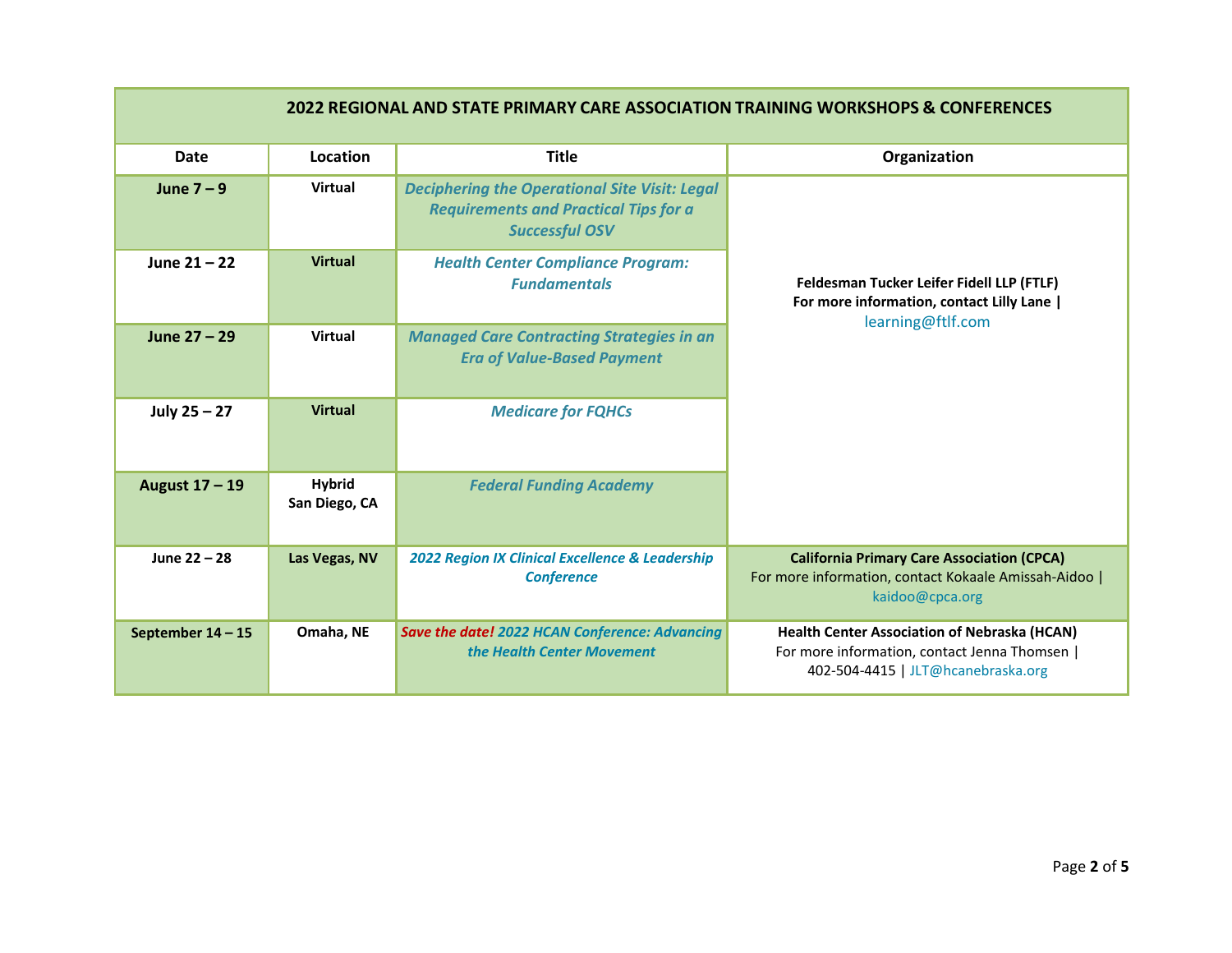| 2022 REGIONAL AND STATE PRIMARY CARE ASSOCIATION TRAINING WORKSHOPS & CONFERENCES | | | |
|---|---|---|---|
| **Date** | **Location** | **Title** | **Organization** |
| **June 7 – 9** | **Virtual** | ***Deciphering the Operational Site Visit: Legal Requirements and Practical Tips for a Successful OSV*** | **Feldesman Tucker Leifer Fidell LLP (FTLF)** **For more information, contact Lilly Lane \|** learning@ftlf.com |
| **June 21 – 22** | **Virtual** | ***Health Center Compliance Program: Fundamentals*** | |
| **June 27 – 29** | **Virtual** | ***Managed Care Contracting Strategies in an Era of Value-Based Payment*** | |
| **July 25 – 27** | **Virtual** | ***Medicare for FQHCs*** | |
| **August 17 – 19** | **Hybrid** **San Diego, CA** | ***Federal Funding Academy*** | |
| **June 22 – 28** | **Las Vegas, NV** | ***2022 Region IX Clinical Excellence & Leadership Conference*** | **California Primary Care Association (CPCA)** For more information, contact Kokaale Amissah-Aidoo \| kaidoo@cpca.org |
| **September 14 – 15** | **Omaha, NE** | ***Save the date! 2022 HCAN Conference: Advancing the Health Center Movement*** | **Health Center Association of Nebraska (HCAN)** For more information, contact Jenna Thomsen \| 402-504-4415 \| JLT@hcanebraska.org |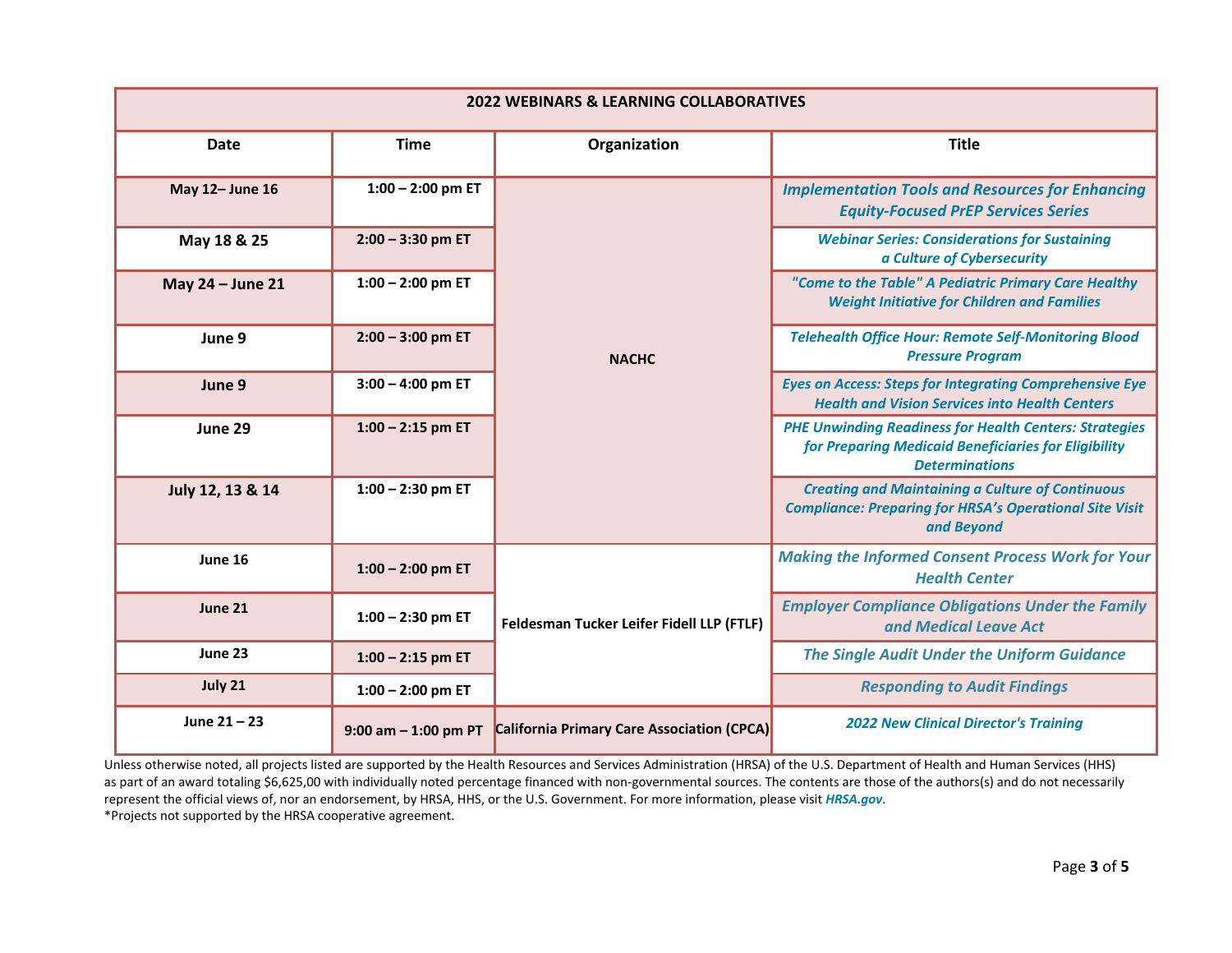| 2022 WEBINARS & LEARNING COLLABORATIVES | | | |
|---|---|---|---|
| **Date** | **Time** | **Organization** | **Title** |
| **May 12– June 16** | **1:00 – 2:00 pm ET** | **NACHC** | ***Implementation Tools and Resources for Enhancing Equity-Focused PrEP Services Series*** |
| **May 18 & 25** | **2:00 – 3:30 pm ET** | **NACHC** | ***Webinar Series: Considerations for Sustaining a Culture of Cybersecurity*** |
| **May 24 – June 21** | **1:00 – 2:00 pm ET** | **NACHC** | ***"Come to the Table" A Pediatric Primary Care Healthy Weight Initiative for Children and Families*** |
| **June 9** | **2:00 – 3:00 pm ET** | **NACHC** | ***Telehealth Office Hour: Remote Self-Monitoring Blood Pressure Program*** |
| **June 9** | **3:00 – 4:00 pm ET** | **NACHC** | ***Eyes on Access: Steps for Integrating Comprehensive Eye Health and Vision Services into Health Centers*** |
| **June 29** | **1:00 – 2:15 pm ET** | **NACHC** | ***PHE Unwinding Readiness for Health Centers: Strategies for Preparing Medicaid Beneficiaries for Eligibility Determinations*** |
| **July 12, 13 & 14** | **1:00 – 2:30 pm ET** | **NACHC** | ***Creating and Maintaining a Culture of Continuous Compliance: Preparing for HRSA's Operational Site Visit and Beyond*** |
| **June 16** | **1:00 – 2:00 pm ET** | **Feldesman Tucker Leifer Fidell LLP (FTLF)** | ***Making the Informed Consent Process Work for Your Health Center*** |
| **June 21** | **1:00 – 2:30 pm ET** | **Feldesman Tucker Leifer Fidell LLP (FTLF)** | ***Employer Compliance Obligations Under the Family and Medical Leave Act*** |
| **June 23** | **1:00 – 2:15 pm ET** | **Feldesman Tucker Leifer Fidell LLP (FTLF)** | ***The Single Audit Under the Uniform Guidance*** |
| **July 21** | **1:00 – 2:00 pm ET** | **Feldesman Tucker Leifer Fidell LLP (FTLF)** | ***Responding to Audit Findings*** |
| **June 21 – 23** | **9:00 am – 1:00 pm PT** | **California Primary Care Association (CPCA)** | ***2022 New Clinical Director's Training*** |

Unless otherwise noted, all projects listed are supported by the Health Resources and Services Administration (HRSA) of the U.S. Department of Health and Human Services (HHS) as part of an award totaling $6,625,00 with individually noted percentage financed with non-governmental sources. The contents are those of the authors(s) and do not necessarily represent the official views of, nor an endorsement, by HRSA, HHS, or the U.S. Government. For more information, please visit ***HRSA.gov***.

*Projects not supported by the HRSA cooperative agreement.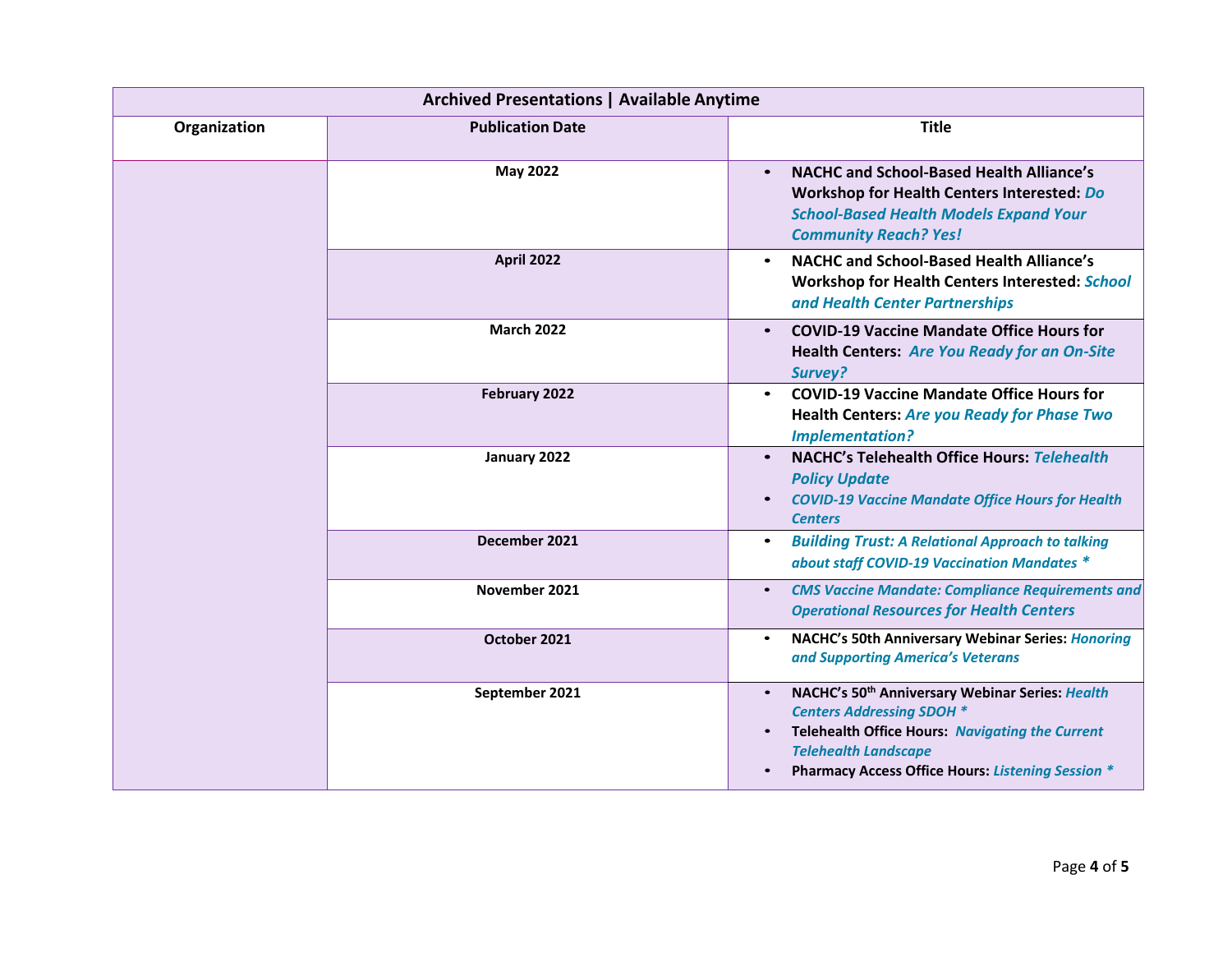| Archived Presentations \| Available Anytime | | |
|---|---|---|
| **Organization** | **Publication Date** | **Title** |
| | **May 2022** | • **NACHC and School-Based Health Alliance's Workshop for Health Centers Interested:** ***Do School-Based Health Models Expand Your Community Reach? Yes!*** |
| | **April 2022** | • **NACHC and School-Based Health Alliance's Workshop for Health Centers Interested:** ***School and Health Center Partnerships*** |
| | **March 2022** | • **COVID-19 Vaccine Mandate Office Hours for Health Centers:** ***Are You Ready for an On-Site Survey?*** |
| | **February 2022** | • **COVID-19 Vaccine Mandate Office Hours for Health Centers:** ***Are you Ready for Phase Two Implementation?*** |
| | **January 2022** | • **NACHC's Telehealth Office Hours:** ***Telehealth Policy Update*** <br> • ***COVID-19 Vaccine Mandate Office Hours for Health Centers*** |
| | **December 2021** | • ***Building Trust: A Relational Approach to talking about staff COVID-19 Vaccination Mandates **** |
| | **November 2021** | • ***CMS Vaccine Mandate: Compliance Requirements and Operational Resources for Health Centers*** |
| | **October 2021** | • **NACHC's 50th Anniversary Webinar Series:** ***Honoring and Supporting America's Veterans*** |
| | **September 2021** | • **NACHC's 50th Anniversary Webinar Series:** ***Health Centers Addressing SDOH **** <br> • **Telehealth Office Hours:** ***Navigating the Current Telehealth Landscape*** <br> • **Pharmacy Access Office Hours:** ***Listening Session **** |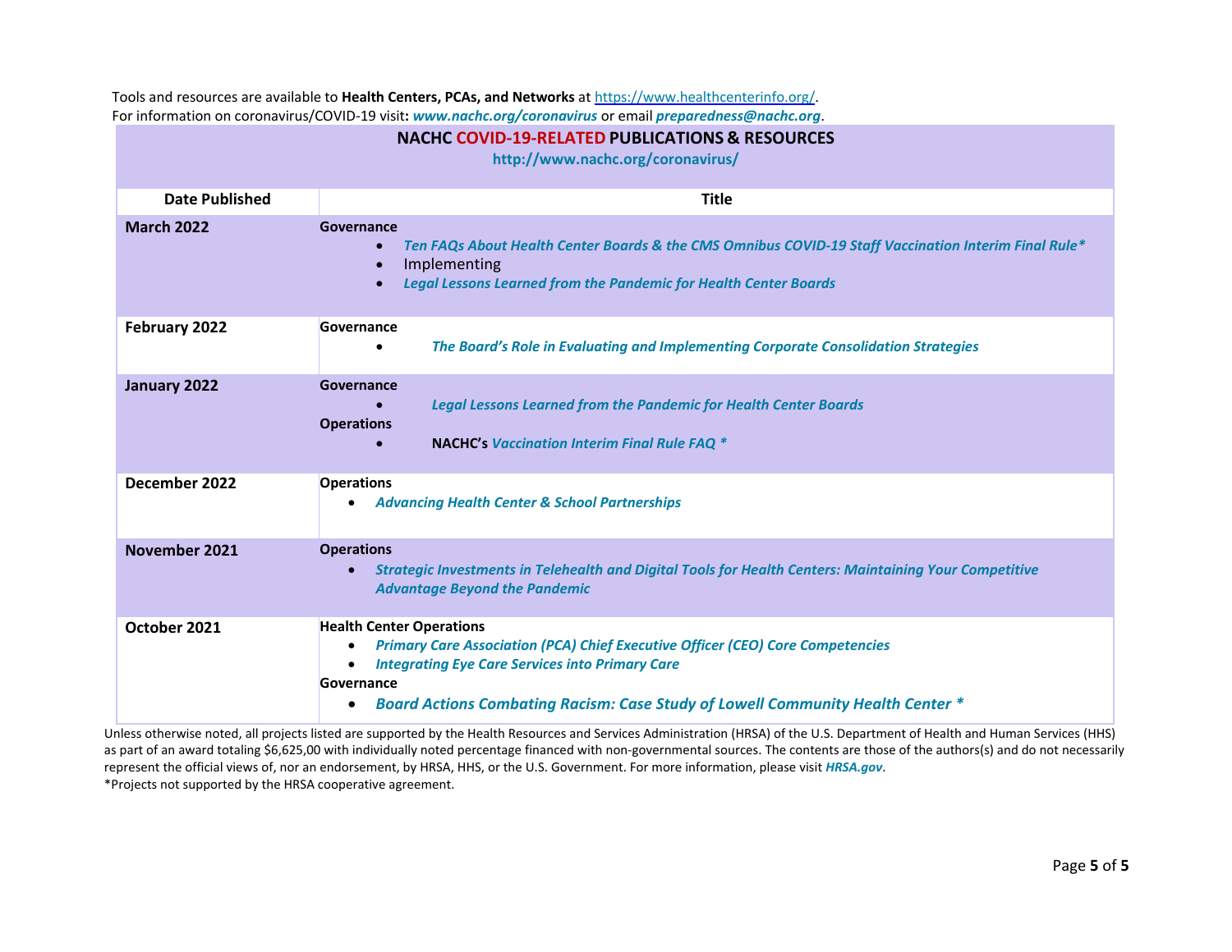Tools and resources are available to **Health Centers, PCAs, and Networks** at https://www.healthcenterinfo.org/.
For information on coronavirus/COVID-19 visit**:** ***www.nachc.org/coronavirus*** or email ***preparedness@nachc.org***.

| **NACHC COVID-19-RELATED PUBLICATIONS & RESOURCES** http://www.nachc.org/coronavirus/ | |
|---|---|
| **Date Published** | **Title** |
| **March 2022** | **Governance**<br>• ***Ten FAQs About Health Center Boards & the CMS Omnibus COVID-19 Staff Vaccination Interim Final Rule**** <br>• Implementing<br>• ***Legal Lessons Learned from the Pandemic for Health Center Boards*** |
| **February 2022** | **Governance**<br>• ***The Board's Role in Evaluating and Implementing Corporate Consolidation Strategies*** |
| **January 2022** | **Governance**<br>• ***Legal Lessons Learned from the Pandemic for Health Center Boards***<br>**Operations**<br>• **NACHC's** ***Vaccination Interim Final Rule FAQ **** |
| **December 2022** | **Operations**<br>• ***Advancing Health Center & School Partnerships*** |
| **November 2021** | **Operations**<br>• ***Strategic Investments in Telehealth and Digital Tools for Health Centers: Maintaining Your Competitive Advantage Beyond the Pandemic*** |
| **October 2021** | **Health Center Operations**<br>• ***Primary Care Association (PCA) Chief Executive Officer (CEO) Core Competencies***<br>• ***Integrating Eye Care Services into Primary Care***<br>**Governance**<br>• ***Board Actions Combating Racism: Case Study of Lowell Community Health Center **** |

Unless otherwise noted, all projects listed are supported by the Health Resources and Services Administration (HRSA) of the U.S. Department of Health and Human Services (HHS) as part of an award totaling $6,625,00 with individually noted percentage financed with non-governmental sources. The contents are those of the authors(s) and do not necessarily represent the official views of, nor an endorsement, by HRSA, HHS, or the U.S. Government. For more information, please visit ***HRSA.gov***.
*Projects not supported by the HRSA cooperative agreement.